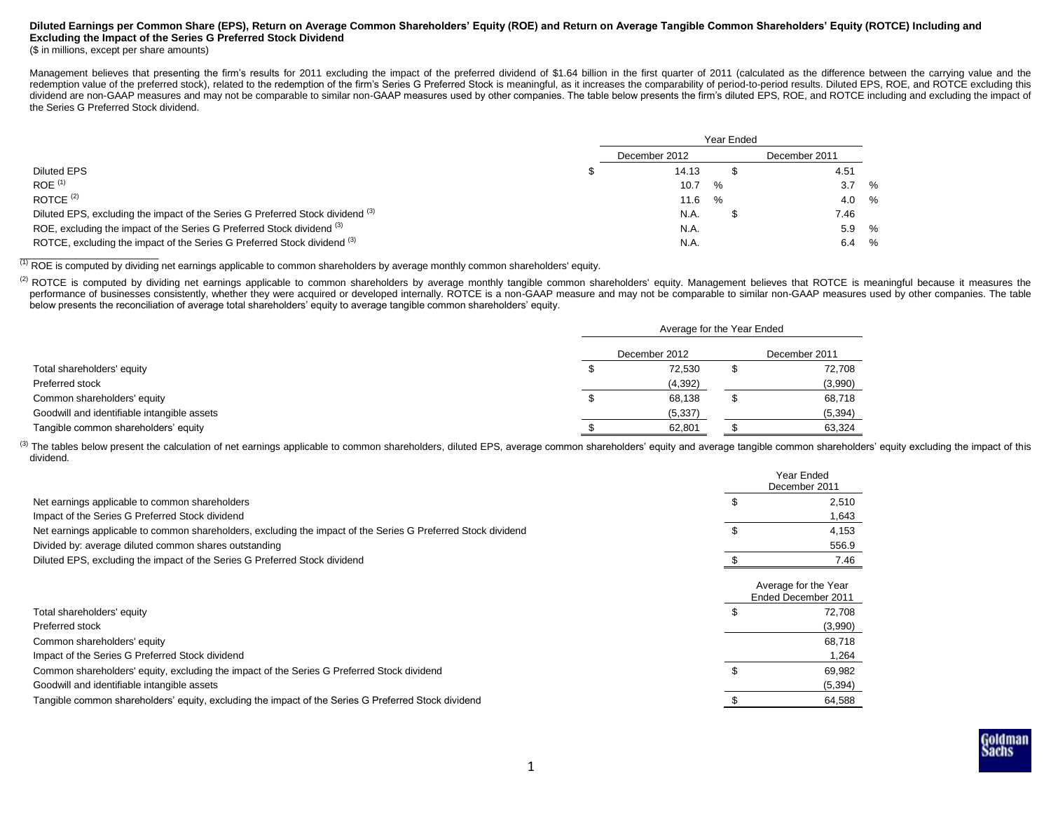**Diluted Earnings per Common Share (EPS), Return on Average Common Shareholders' Equity (ROE) and Return on Average Tangible Common Shareholders' Equity (ROTCE) Including and Excluding the Impact of the Series G Preferred Stock Dividend**

($ in millions, except per share amounts)

Management believes that presenting the firm's results for 2011 excluding the impact of the preferred dividend of $1.64 billion in the first quarter of 2011 (calculated as the difference between the carrying value and the redemption value of the preferred stock), related to the redemption of the firm's Series G Preferred Stock is meaningful, as it increases the comparability of period-to-period results. Diluted EPS, ROE, and ROTCE excluding this dividend are non-GAAP measures and may not be comparable to similar non-GAAP measures used by other companies. The table below presents the firm's diluted EPS, ROE, and ROTCE including and excluding the impact of the Series G Preferred Stock dividend.

| | Year Ended | |
|---|---|---|
| | December 2012 | December 2011 |
| Diluted EPS | $ 14.13 | $ 4.51 |
| ROE [1] | 10.7 % | 3.7 % |
| ROTCE [2] | 11.6 % | 4.0 % |
| Diluted EPS, excluding the impact of the Series G Preferred Stock dividend [3] | N.A. | $ 7.46 |
| ROE, excluding the impact of the Series G Preferred Stock dividend [3] | N.A. | 5.9 % |
| ROTCE, excluding the impact of the Series G Preferred Stock dividend [3] | N.A. | 6.4 % |

[1] ROE is computed by dividing net earnings applicable to common shareholders by average monthly common shareholders' equity.

[2] ROTCE is computed by dividing net earnings applicable to common shareholders by average monthly tangible common shareholders' equity. Management believes that ROTCE is meaningful because it measures the performance of businesses consistently, whether they were acquired or developed internally. ROTCE is a non-GAAP measure and may not be comparable to similar non-GAAP measures used by other companies. The table below presents the reconciliation of average total shareholders' equity to average tangible common shareholders' equity.

| | Average for the Year Ended | |
|---|---|---|
| | December 2012 | December 2011 |
| Total shareholders' equity | $ 72,530 | $ 72,708 |
| Preferred stock | (4,392) | (3,990) |
| Common shareholders' equity | $ 68,138 | $ 68,718 |
| Goodwill and identifiable intangible assets | (5,337) | (5,394) |
| Tangible common shareholders' equity | $ 62,801 | $ 63,324 |

[3] The tables below present the calculation of net earnings applicable to common shareholders, diluted EPS, average common shareholders' equity and average tangible common shareholders' equity excluding the impact of this dividend.

| | Year Ended December 2011 |
|---|---|
| Net earnings applicable to common shareholders | $ 2,510 |
| Impact of the Series G Preferred Stock dividend | 1,643 |
| Net earnings applicable to common shareholders, excluding the impact of the Series G Preferred Stock dividend | $ 4,153 |
| Divided by: average diluted common shares outstanding | 556.9 |
| Diluted EPS, excluding the impact of the Series G Preferred Stock dividend | $ 7.46 |

| | Average for the Year Ended December 2011 |
|---|---|
| Total shareholders' equity | $ 72,708 |
| Preferred stock | (3,990) |
| Common shareholders' equity | 68,718 |
| Impact of the Series G Preferred Stock dividend | 1,264 |
| Common shareholders' equity, excluding the impact of the Series G Preferred Stock dividend | $ 69,982 |
| Goodwill and identifiable intangible assets | (5,394) |
| Tangible common shareholders' equity, excluding the impact of the Series G Preferred Stock dividend | $ 64,588 |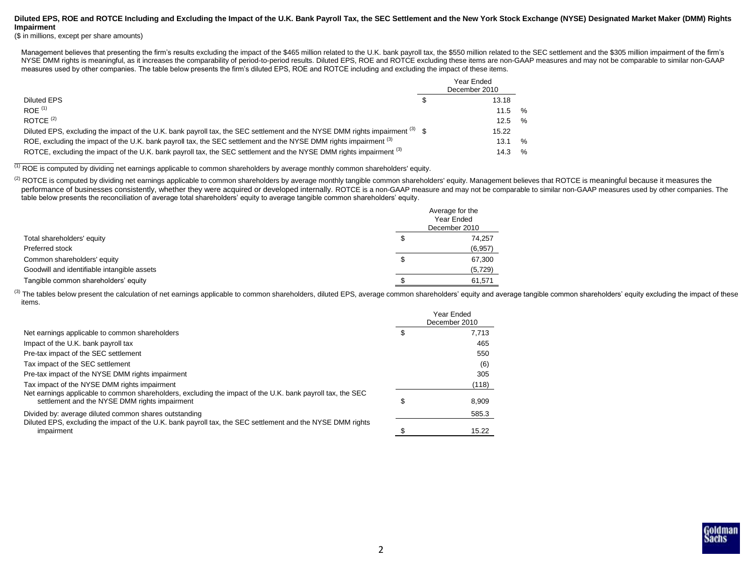**Diluted EPS, ROE and ROTCE Including and Excluding the Impact of the U.K. Bank Payroll Tax, the SEC Settlement and the New York Stock Exchange (NYSE) Designated Market Maker (DMM) Rights Impairment**

($ in millions, except per share amounts)

Management believes that presenting the firm's results excluding the impact of the $465 million related to the U.K. bank payroll tax, the $550 million related to the SEC settlement and the $305 million impairment of the firm's NYSE DMM rights is meaningful, as it increases the comparability of period-to-period results. Diluted EPS, ROE and ROTCE excluding these items are non-GAAP measures and may not be comparable to similar non-GAAP measures used by other companies. The table below presents the firm's diluted EPS, ROE and ROTCE including and excluding the impact of these items.

| | Year Ended December 2010 |
|---|---|
| Diluted EPS | $ 13.18 |
| ROE [1] | 11.5 % |
| ROTCE [2] | 12.5 % |
| Diluted EPS, excluding the impact of the U.K. bank payroll tax, the SEC settlement and the NYSE DMM rights impairment [3] | $ 15.22 |
| ROE, excluding the impact of the U.K. bank payroll tax, the SEC settlement and the NYSE DMM rights impairment [3] | 13.1 % |
| ROTCE, excluding the impact of the U.K. bank payroll tax, the SEC settlement and the NYSE DMM rights impairment [3] | 14.3 % |

[1] ROE is computed by dividing net earnings applicable to common shareholders by average monthly common shareholders' equity.

[2] ROTCE is computed by dividing net earnings applicable to common shareholders by average monthly tangible common shareholders' equity. Management believes that ROTCE is meaningful because it measures the performance of businesses consistently, whether they were acquired or developed internally. ROTCE is a non-GAAP measure and may not be comparable to similar non-GAAP measures used by other companies. The table below presents the reconciliation of average total shareholders' equity to average tangible common shareholders' equity.

| | Average for the Year Ended December 2010 |
|---|---|
| Total shareholders' equity | $ 74,257 |
| Preferred stock | (6,957) |
| Common shareholders' equity | $ 67,300 |
| Goodwill and identifiable intangible assets | (5,729) |
| Tangible common shareholders' equity | $ 61,571 |

[3] The tables below present the calculation of net earnings applicable to common shareholders, diluted EPS, average common shareholders' equity and average tangible common shareholders' equity excluding the impact of these items.

| | Year Ended December 2010 |
|---|---|
| Net earnings applicable to common shareholders | $ 7,713 |
| Impact of the U.K. bank payroll tax | 465 |
| Pre-tax impact of the SEC settlement | 550 |
| Tax impact of the SEC settlement | (6) |
| Pre-tax impact of the NYSE DMM rights impairment | 305 |
| Tax impact of the NYSE DMM rights impairment | (118) |
| Net earnings applicable to common shareholders, excluding the impact of the U.K. bank payroll tax, the SEC settlement and the NYSE DMM rights impairment | $ 8,909 |
| Divided by: average diluted common shares outstanding | 585.3 |
| Diluted EPS, excluding the impact of the U.K. bank payroll tax, the SEC settlement and the NYSE DMM rights impairment | $ 15.22 |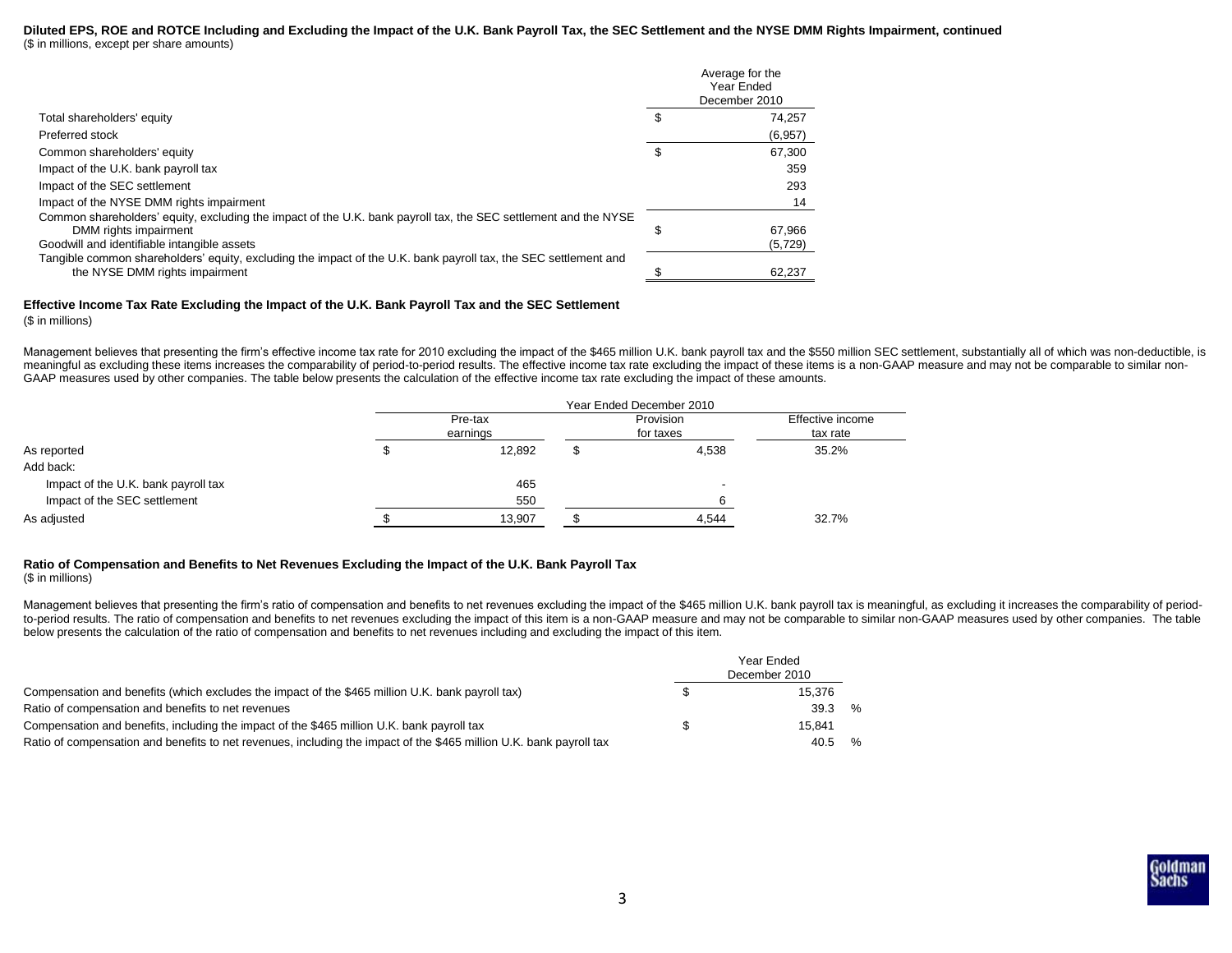**Diluted EPS, ROE and ROTCE Including and Excluding the Impact of the U.K. Bank Payroll Tax, the SEC Settlement and the NYSE DMM Rights Impairment, continued**
($ in millions, except per share amounts)

| | Average for the Year Ended December 2010 |
|---|---|
| Total shareholders' equity | $ 74,257 |
| Preferred stock | (6,957) |
| Common shareholders' equity | $ 67,300 |
| Impact of the U.K. bank payroll tax | 359 |
| Impact of the SEC settlement | 293 |
| Impact of the NYSE DMM rights impairment | 14 |
| Common shareholders' equity, excluding the impact of the U.K. bank payroll tax, the SEC settlement and the NYSE DMM rights impairment | $ 67,966 |
| Goodwill and identifiable intangible assets | (5,729) |
| Tangible common shareholders' equity, excluding the impact of the U.K. bank payroll tax, the SEC settlement and the NYSE DMM rights impairment | $ 62,237 |

**Effective Income Tax Rate Excluding the Impact of the U.K. Bank Payroll Tax and the SEC Settlement**
($ in millions)

Management believes that presenting the firm's effective income tax rate for 2010 excluding the impact of the $465 million U.K. bank payroll tax and the $550 million SEC settlement, substantially all of which was non-deductible, is meaningful as excluding these items increases the comparability of period-to-period results. The effective income tax rate excluding the impact of these items is a non-GAAP measure and may not be comparable to similar non-GAAP measures used by other companies. The table below presents the calculation of the effective income tax rate excluding the impact of these amounts.

| | Year Ended December 2010 | | |
|---|---|---|---|
| | Pre-tax earnings | Provision for taxes | Effective income tax rate |
| As reported | $ 12,892 | $ 4,538 | 35.2% |
| Add back: | | | |
| Impact of the U.K. bank payroll tax | 465 | - | |
| Impact of the SEC settlement | 550 | 6 | |
| As adjusted | $ 13,907 | $ 4,544 | 32.7% |

**Ratio of Compensation and Benefits to Net Revenues Excluding the Impact of the U.K. Bank Payroll Tax**
($ in millions)

Management believes that presenting the firm's ratio of compensation and benefits to net revenues excluding the impact of the $465 million U.K. bank payroll tax is meaningful, as excluding it increases the comparability of period-to-period results. The ratio of compensation and benefits to net revenues excluding the impact of this item is a non-GAAP measure and may not be comparable to similar non-GAAP measures used by other companies. The table below presents the calculation of the ratio of compensation and benefits to net revenues including and excluding the impact of this item.

| | Year Ended December 2010 |
|---|---|
| Compensation and benefits (which excludes the impact of the $465 million U.K. bank payroll tax) | $ 15,376 |
| Ratio of compensation and benefits to net revenues | 39.3 % |
| Compensation and benefits, including the impact of the $465 million U.K. bank payroll tax | $ 15,841 |
| Ratio of compensation and benefits to net revenues, including the impact of the $465 million U.K. bank payroll tax | 40.5 % |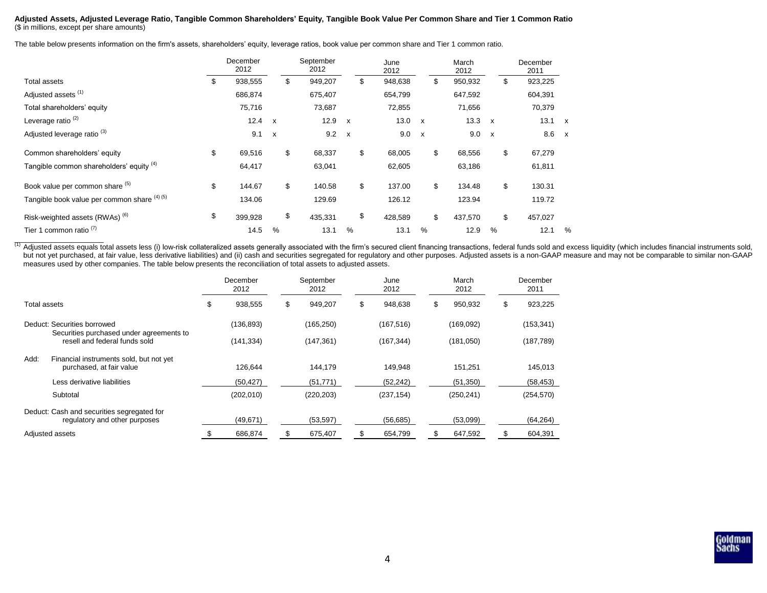**Adjusted Assets, Adjusted Leverage Ratio, Tangible Common Shareholders' Equity, Tangible Book Value Per Common Share and Tier 1 Common Ratio**
($ in millions, except per share amounts)

The table below presents information on the firm's assets, shareholders' equity, leverage ratios, book value per common share and Tier 1 common ratio.

| | December 2012 | September 2012 | June 2012 | March 2012 | December 2011 |
|---|---|---|---|---|---|
| Total assets | $ 938,555 | $ 949,207 | $ 948,638 | $ 950,932 | $ 923,225 |
| Adjusted assets [1] | 686,874 | 675,407 | 654,799 | 647,592 | 604,391 |
| Total shareholders' equity | 75,716 | 73,687 | 72,855 | 71,656 | 70,379 |
| Leverage ratio [2] | 12.4 x | 12.9 x | 13.0 x | 13.3 x | 13.1 x |
| Adjusted leverage ratio [3] | 9.1 x | 9.2 x | 9.0 x | 9.0 x | 8.6 x |
| Common shareholders' equity | $ 69,516 | $ 68,337 | $ 68,005 | $ 68,556 | $ 67,279 |
| Tangible common shareholders' equity [4] | 64,417 | 63,041 | 62,605 | 63,186 | 61,811 |
| Book value per common share [5] | $ 144.67 | $ 140.58 | $ 137.00 | $ 134.48 | $ 130.31 |
| Tangible book value per common share [4] [5] | 134.06 | 129.69 | 126.12 | 123.94 | 119.72 |
| Risk-weighted assets (RWAs) [6] | $ 399,928 | $ 435,331 | $ 428,589 | $ 437,570 | $ 457,027 |
| Tier 1 common ratio [7] | 14.5 % | 13.1 % | 13.1 % | 12.9 % | 12.1 % |

[1] Adjusted assets equals total assets less (i) low-risk collateralized assets generally associated with the firm's secured client financing transactions, federal funds sold and excess liquidity (which includes financial instruments sold, but not yet purchased, at fair value, less derivative liabilities) and (ii) cash and securities segregated for regulatory and other purposes. Adjusted assets is a non-GAAP measure and may not be comparable to similar non-GAAP measures used by other companies. The table below presents the reconciliation of total assets to adjusted assets.

| | December 2012 | September 2012 | June 2012 | March 2012 | December 2011 |
|---|---|---|---|---|---|
| Total assets | $ 938,555 | $ 949,207 | $ 948,638 | $ 950,932 | $ 923,225 |
| Deduct: Securities borrowed | (136,893) | (165,250) | (167,516) | (169,092) | (153,341) |
| Securities purchased under agreements to resell and federal funds sold | (141,334) | (147,361) | (167,344) | (181,050) | (187,789) |
| Add: Financial instruments sold, but not yet purchased, at fair value | 126,644 | 144,179 | 149,948 | 151,251 | 145,013 |
| Less derivative liabilities | (50,427) | (51,771) | (52,242) | (51,350) | (58,453) |
| Subtotal | (202,010) | (220,203) | (237,154) | (250,241) | (254,570) |
| Deduct: Cash and securities segregated for regulatory and other purposes | (49,671) | (53,597) | (56,685) | (53,099) | (64,264) |
| Adjusted assets | $ 686,874 | $ 675,407 | $ 654,799 | $ 647,592 | $ 604,391 |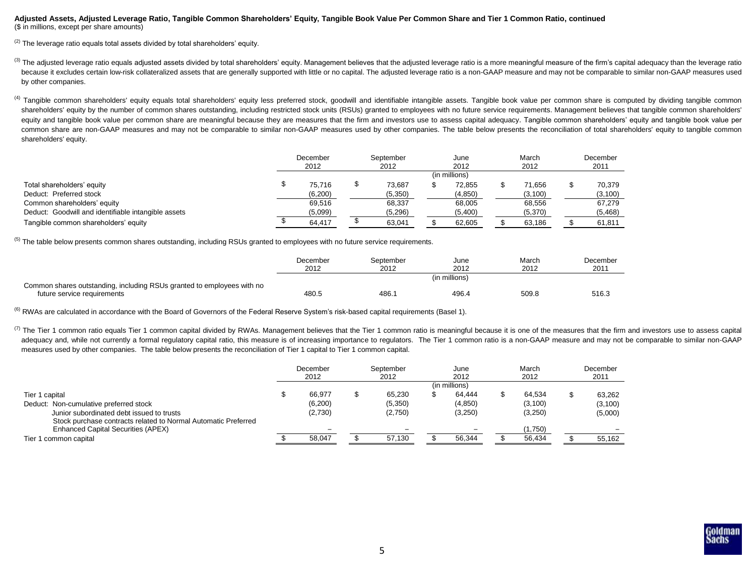**Adjusted Assets, Adjusted Leverage Ratio, Tangible Common Shareholders' Equity, Tangible Book Value Per Common Share and Tier 1 Common Ratio, continued**
($ in millions, except per share amounts)

(2) The leverage ratio equals total assets divided by total shareholders' equity.

(3) The adjusted leverage ratio equals adjusted assets divided by total shareholders' equity. Management believes that the adjusted leverage ratio is a more meaningful measure of the firm's capital adequacy than the leverage ratio because it excludes certain low-risk collateralized assets that are generally supported with little or no capital. The adjusted leverage ratio is a non-GAAP measure and may not be comparable to similar non-GAAP measures used by other companies.

(4) Tangible common shareholders' equity equals total shareholders' equity less preferred stock, goodwill and identifiable intangible assets. Tangible book value per common share is computed by dividing tangible common shareholders' equity by the number of common shares outstanding, including restricted stock units (RSUs) granted to employees with no future service requirements. Management believes that tangible common shareholders' equity and tangible book value per common share are meaningful because they are measures that the firm and investors use to assess capital adequacy. Tangible common shareholders' equity and tangible book value per common share are non-GAAP measures and may not be comparable to similar non-GAAP measures used by other companies. The table below presents the reconciliation of total shareholders' equity to tangible common shareholders' equity.

| | December 2012 | September 2012 | June 2012 | March 2012 | December 2011 |
|---|---|---|---|---|---|
| | | | (in millions) | | |
| Total shareholders' equity | $ 75,716 | $ 73,687 | $ 72,855 | $ 71,656 | $ 70,379 |
| Deduct: Preferred stock | (6,200) | (5,350) | (4,850) | (3,100) | (3,100) |
| Common shareholders' equity | 69,516 | 68,337 | 68,005 | 68,556 | 67,279 |
| Deduct: Goodwill and identifiable intangible assets | (5,099) | (5,296) | (5,400) | (5,370) | (5,468) |
| Tangible common shareholders' equity | $ 64,417 | $ 63,041 | $ 62,605 | $ 63,186 | $ 61,811 |

(5) The table below presents common shares outstanding, including RSUs granted to employees with no future service requirements.

| | December 2012 | September 2012 | June 2012 | March 2012 | December 2011 |
|---|---|---|---|---|---|
| | | | (in millions) | | |
| Common shares outstanding, including RSUs granted to employees with no future service requirements | 480.5 | 486.1 | 496.4 | 509.8 | 516.3 |

(6) RWAs are calculated in accordance with the Board of Governors of the Federal Reserve System's risk-based capital requirements (Basel 1).

(7) The Tier 1 common ratio equals Tier 1 common capital divided by RWAs. Management believes that the Tier 1 common ratio is meaningful because it is one of the measures that the firm and investors use to assess capital adequacy and, while not currently a formal regulatory capital ratio, this measure is of increasing importance to regulators. The Tier 1 common ratio is a non-GAAP measure and may not be comparable to similar non-GAAP measures used by other companies. The table below presents the reconciliation of Tier 1 capital to Tier 1 common capital.

| | December 2012 | September 2012 | June 2012 | March 2012 | December 2011 |
|---|---|---|---|---|---|
| | | | (in millions) | | |
| Tier 1 capital | $ 66,977 | $ 65,230 | $ 64,444 | $ 64,534 | $ 63,262 |
| Deduct: Non-cumulative preferred stock | (6,200) | (5,350) | (4,850) | (3,100) | (3,100) |
| Junior subordinated debt issued to trusts | (2,730) | (2,750) | (3,250) | (3,250) | (5,000) |
| Stock purchase contracts related to Normal Automatic Preferred Enhanced Capital Securities (APEX) | – | – | – | (1,750) | – |
| Tier 1 common capital | $ 58,047 | $ 57,130 | $ 56,344 | $ 56,434 | $ 55,162 |